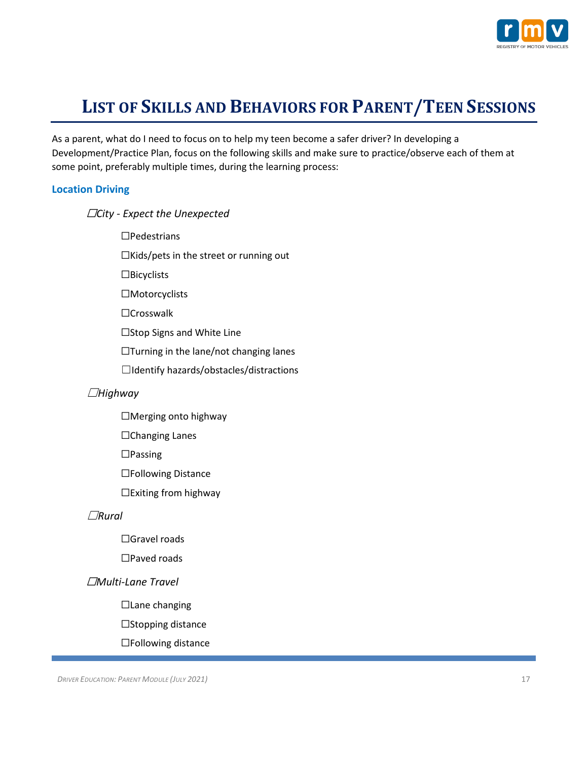# List of Skills and Behaviors for Parent/Teen Sessions

As a parent, what do I need to focus on to help my teen become a safer driver? In developing a Development/Practice Plan, focus on the following skills and make sure to practice/observe each of them at some point, preferably multiple times, during the learning process:

### Location Driving

- ☐*City - Expect the Unexpected*
  - ☐Pedestrians
  - ☐Kids/pets in the street or running out
  - ☐Bicyclists
  - ☐Motorcyclists
  - ☐Crosswalk
  - ☐Stop Signs and White Line
  - ☐Turning in the lane/not changing lanes
  - ☐Identify hazards/obstacles/distractions
- ☐*Highway*
  - ☐Merging onto highway
  - ☐Changing Lanes
  - ☐Passing
  - ☐Following Distance
  - ☐Exiting from highway
- ☐*Rural*
  - ☐Gravel roads
  - ☐Paved roads
- ☐*Multi-Lane Travel*
  - ☐Lane changing
  - ☐Stopping distance
  - ☐Following distance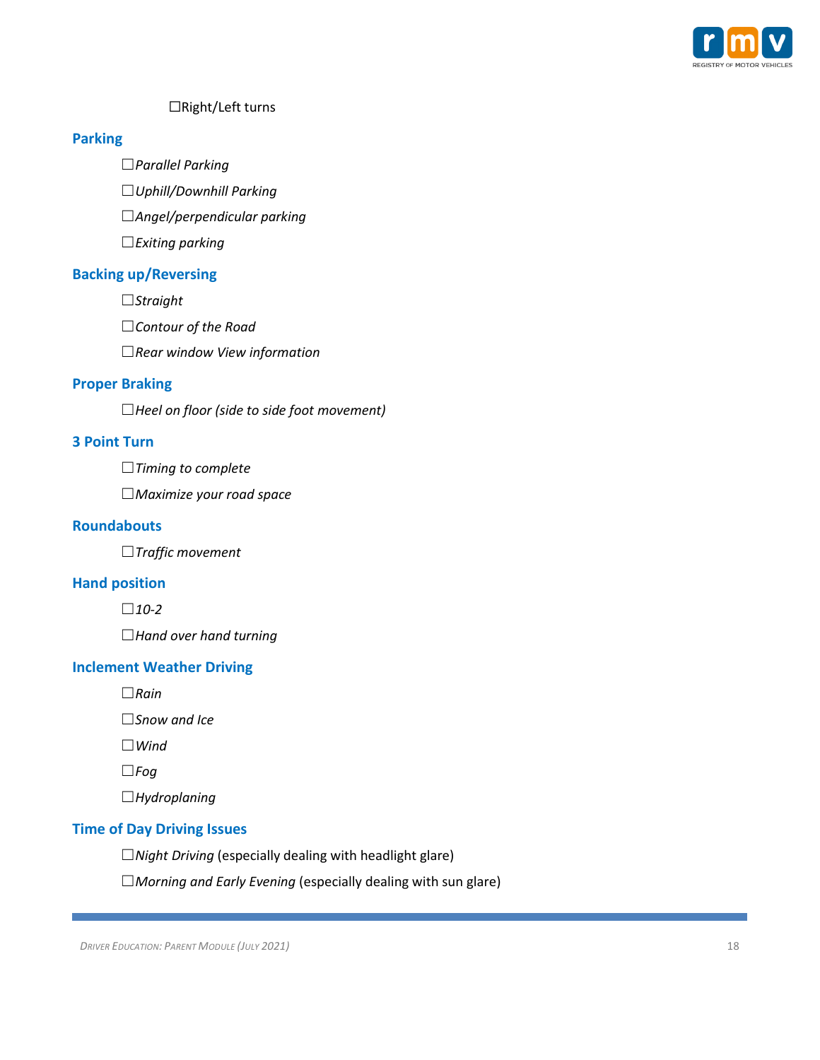☐Right/Left turns

## Parking

☐*Parallel Parking*

☐*Uphill/Downhill Parking*

☐*Angel/perpendicular parking*

☐*Exiting parking*

## Backing up/Reversing

☐*Straight*

☐*Contour of the Road*

☐*Rear window View information*

## Proper Braking

☐*Heel on floor (side to side foot movement)*

## 3 Point Turn

☐*Timing to complete*

☐*Maximize your road space*

## Roundabouts

☐*Traffic movement*

## Hand position

☐*10-2*

☐*Hand over hand turning*

## Inclement Weather Driving

☐*Rain*

☐*Snow and Ice*

☐*Wind*

☐*Fog*

☐*Hydroplaning*

## Time of Day Driving Issues

☐*Night Driving* (especially dealing with headlight glare)

☐*Morning and Early Evening* (especially dealing with sun glare)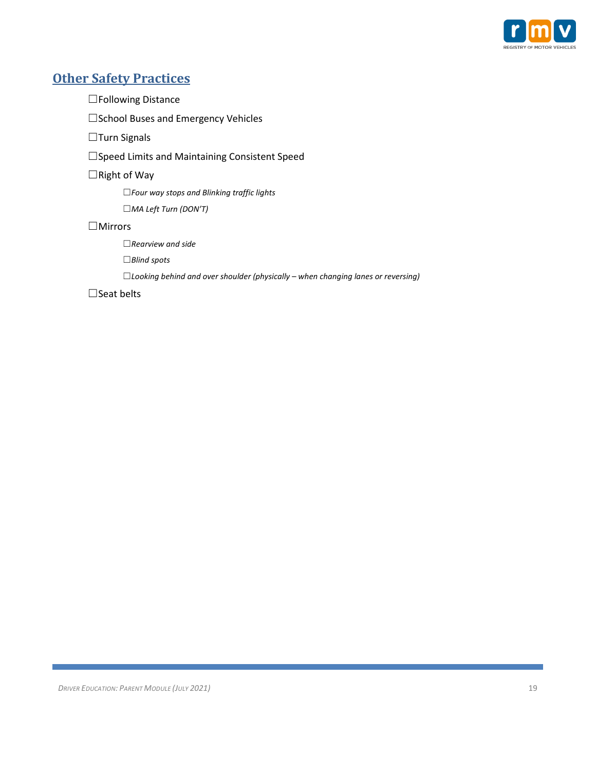## Other Safety Practices

- ☐Following Distance
- ☐School Buses and Emergency Vehicles
- ☐Turn Signals
- ☐Speed Limits and Maintaining Consistent Speed
- ☐Right of Way
  - ☐*Four way stops and Blinking traffic lights*
  - ☐*MA Left Turn (DON'T)*
- ☐Mirrors
  - ☐*Rearview and side*
  - ☐*Blind spots*
  - ☐*Looking behind and over shoulder (physically – when changing lanes or reversing)*
- ☐Seat belts